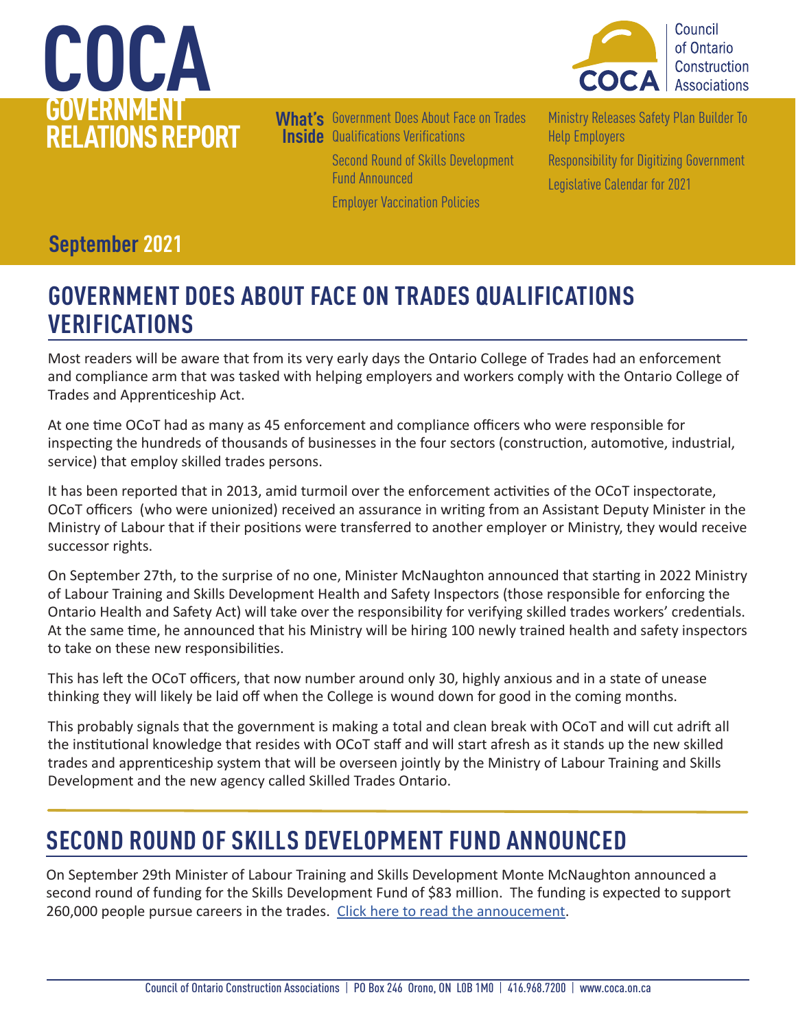# COCA GOVERNMENT RELATIONS REPORT

Council of Ontario Construction Associations

**What's Inside**

- Government Does About Face on Trades Qualifications Verifications
- Second Round of Skills Development Fund Announced
- Employer Vaccination Policies
- Ministry Releases Safety Plan Builder To Help Employers
- Responsibility for Digitizing Government
- Legislative Calendar for 2021

**September 2021**

## GOVERNMENT DOES ABOUT FACE ON TRADES QUALIFICATIONS VERIFICATIONS

Most readers will be aware that from its very early days the Ontario College of Trades had an enforcement and compliance arm that was tasked with helping employers and workers comply with the Ontario College of Trades and Apprenticeship Act.

At one time OCoT had as many as 45 enforcement and compliance officers who were responsible for inspecting the hundreds of thousands of businesses in the four sectors (construction, automotive, industrial, service) that employ skilled trades persons.

It has been reported that in 2013, amid turmoil over the enforcement activities of the OCoT inspectorate, OCoT officers (who were unionized) received an assurance in writing from an Assistant Deputy Minister in the Ministry of Labour that if their positions were transferred to another employer or Ministry, they would receive successor rights.

On September 27th, to the surprise of no one, Minister McNaughton announced that starting in 2022 Ministry of Labour Training and Skills Development Health and Safety Inspectors (those responsible for enforcing the Ontario Health and Safety Act) will take over the responsibility for verifying skilled trades workers' credentials. At the same time, he announced that his Ministry will be hiring 100 newly trained health and safety inspectors to take on these new responsibilities.

This has left the OCoT officers, that now number around only 30, highly anxious and in a state of unease thinking they will likely be laid off when the College is wound down for good in the coming months.

This probably signals that the government is making a total and clean break with OCoT and will cut adrift all the institutional knowledge that resides with OCoT staff and will start afresh as it stands up the new skilled trades and apprenticeship system that will be overseen jointly by the Ministry of Labour Training and Skills Development and the new agency called Skilled Trades Ontario.

## SECOND ROUND OF SKILLS DEVELOPMENT FUND ANNOUNCED

On September 29th Minister of Labour Training and Skills Development Monte McNaughton announced a second round of funding for the Skills Development Fund of $83 million. The funding is expected to support 260,000 people pursue careers in the trades. [Click here to read the annoucement](#).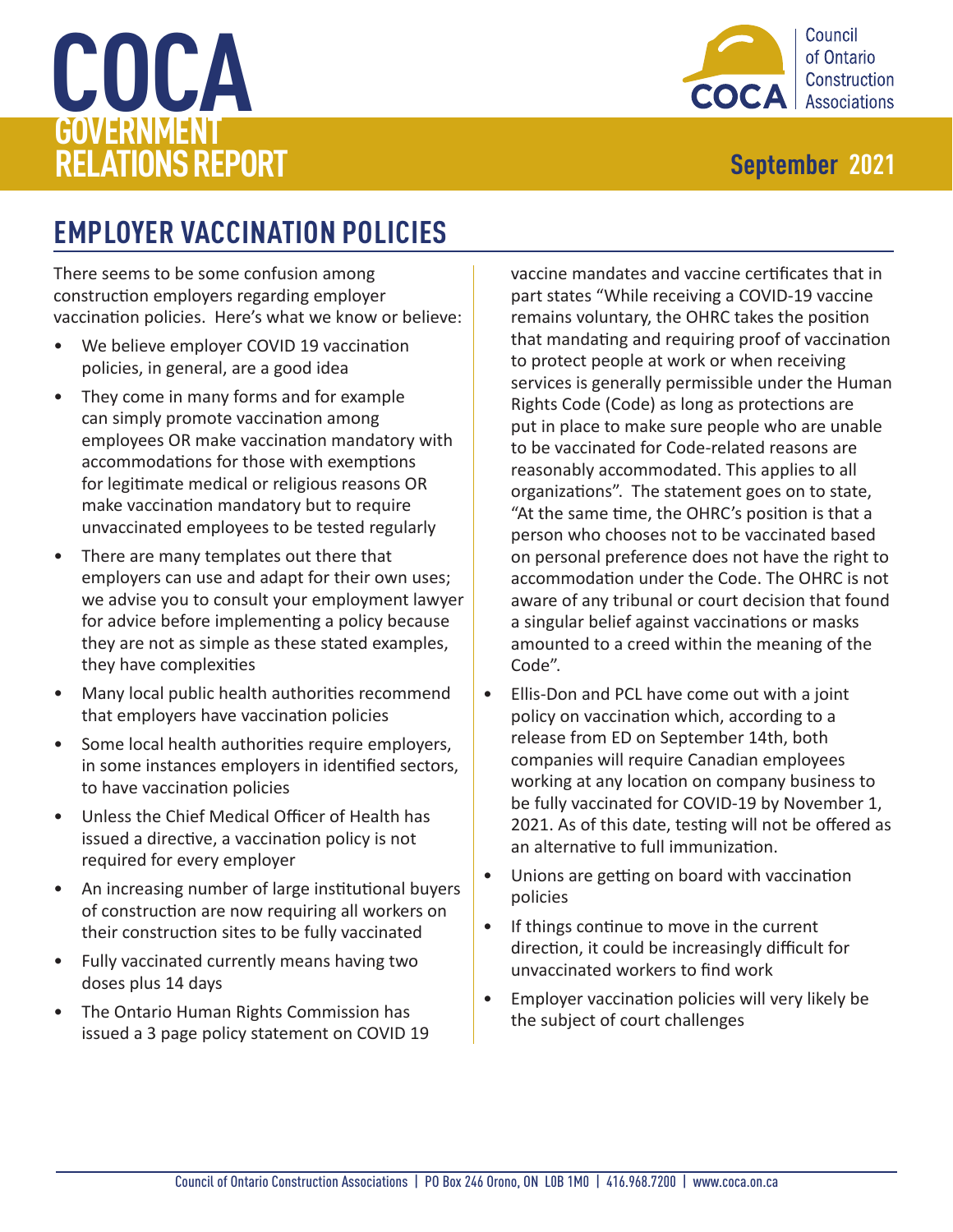# COCA GOVERNMENT RELATIONS REPORT

**September 2021**

## EMPLOYER VACCINATION POLICIES

There seems to be some confusion among construction employers regarding employer vaccination policies. Here's what we know or believe:

- We believe employer COVID 19 vaccination policies, in general, are a good idea
- They come in many forms and for example can simply promote vaccination among employees OR make vaccination mandatory with accommodations for those with exemptions for legitimate medical or religious reasons OR make vaccination mandatory but to require unvaccinated employees to be tested regularly
- There are many templates out there that employers can use and adapt for their own uses; we advise you to consult your employment lawyer for advice before implementing a policy because they are not as simple as these stated examples, they have complexities
- Many local public health authorities recommend that employers have vaccination policies
- Some local health authorities require employers, in some instances employers in identified sectors, to have vaccination policies
- Unless the Chief Medical Officer of Health has issued a directive, a vaccination policy is not required for every employer
- An increasing number of large institutional buyers of construction are now requiring all workers on their construction sites to be fully vaccinated
- Fully vaccinated currently means having two doses plus 14 days
- The Ontario Human Rights Commission has issued a 3 page policy statement on COVID 19 vaccine mandates and vaccine certificates that in part states "While receiving a COVID-19 vaccine remains voluntary, the OHRC takes the position that mandating and requiring proof of vaccination to protect people at work or when receiving services is generally permissible under the Human Rights Code (Code) as long as protections are put in place to make sure people who are unable to be vaccinated for Code-related reasons are reasonably accommodated. This applies to all organizations". The statement goes on to state, "At the same time, the OHRC's position is that a person who chooses not to be vaccinated based on personal preference does not have the right to accommodation under the Code. The OHRC is not aware of any tribunal or court decision that found a singular belief against vaccinations or masks amounted to a creed within the meaning of the Code".
- Ellis-Don and PCL have come out with a joint policy on vaccination which, according to a release from ED on September 14th, both companies will require Canadian employees working at any location on company business to be fully vaccinated for COVID-19 by November 1, 2021. As of this date, testing will not be offered as an alternative to full immunization.
- Unions are getting on board with vaccination policies
- If things continue to move in the current direction, it could be increasingly difficult for unvaccinated workers to find work
- Employer vaccination policies will very likely be the subject of court challenges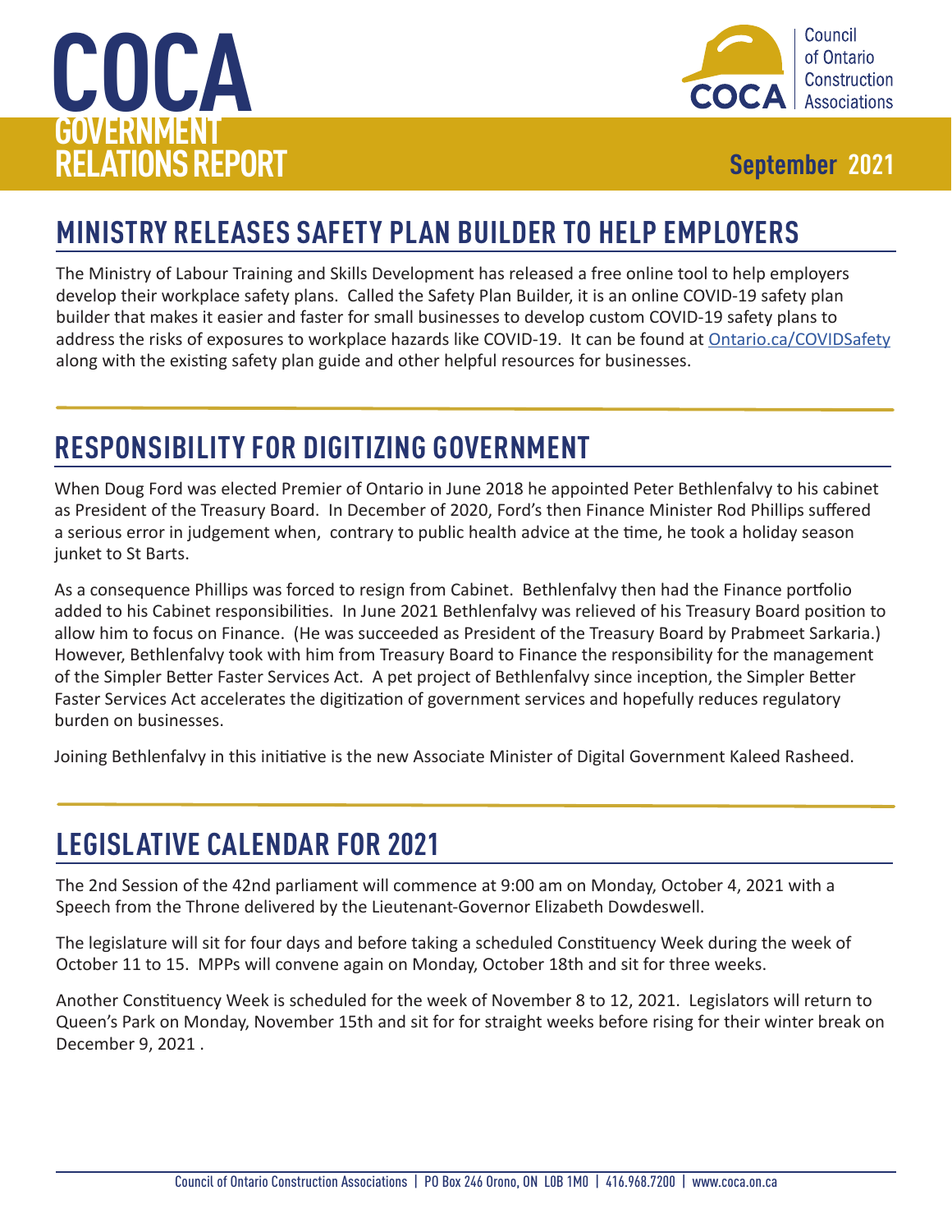# COCA GOVERNMENT RELATIONS REPORT

Council of Ontario Construction Associations

September 2021

## MINISTRY RELEASES SAFETY PLAN BUILDER TO HELP EMPLOYERS

The Ministry of Labour Training and Skills Development has released a free online tool to help employers develop their workplace safety plans. Called the Safety Plan Builder, it is an online COVID-19 safety plan builder that makes it easier and faster for small businesses to develop custom COVID-19 safety plans to address the risks of exposures to workplace hazards like COVID-19. It can be found at Ontario.ca/COVIDSafety along with the existing safety plan guide and other helpful resources for businesses.

## RESPONSIBILITY FOR DIGITIZING GOVERNMENT

When Doug Ford was elected Premier of Ontario in June 2018 he appointed Peter Bethlenfalvy to his cabinet as President of the Treasury Board. In December of 2020, Ford's then Finance Minister Rod Phillips suffered a serious error in judgement when, contrary to public health advice at the time, he took a holiday season junket to St Barts.

As a consequence Phillips was forced to resign from Cabinet. Bethlenfalvy then had the Finance portfolio added to his Cabinet responsibilities. In June 2021 Bethlenfalvy was relieved of his Treasury Board position to allow him to focus on Finance. (He was succeeded as President of the Treasury Board by Prabmeet Sarkaria.) However, Bethlenfalvy took with him from Treasury Board to Finance the responsibility for the management of the Simpler Better Faster Services Act. A pet project of Bethlenfalvy since inception, the Simpler Better Faster Services Act accelerates the digitization of government services and hopefully reduces regulatory burden on businesses.

Joining Bethlenfalvy in this initiative is the new Associate Minister of Digital Government Kaleed Rasheed.

## LEGISLATIVE CALENDAR FOR 2021

The 2nd Session of the 42nd parliament will commence at 9:00 am on Monday, October 4, 2021 with a Speech from the Throne delivered by the Lieutenant-Governor Elizabeth Dowdeswell.

The legislature will sit for four days and before taking a scheduled Constituency Week during the week of October 11 to 15. MPPs will convene again on Monday, October 18th and sit for three weeks.

Another Constituency Week is scheduled for the week of November 8 to 12, 2021. Legislators will return to Queen's Park on Monday, November 15th and sit for for straight weeks before rising for their winter break on December 9, 2021 .

Council of Ontario Construction Associations | PO Box 246 Orono, ON L0B 1M0 | 416.968.7200 | www.coca.on.ca